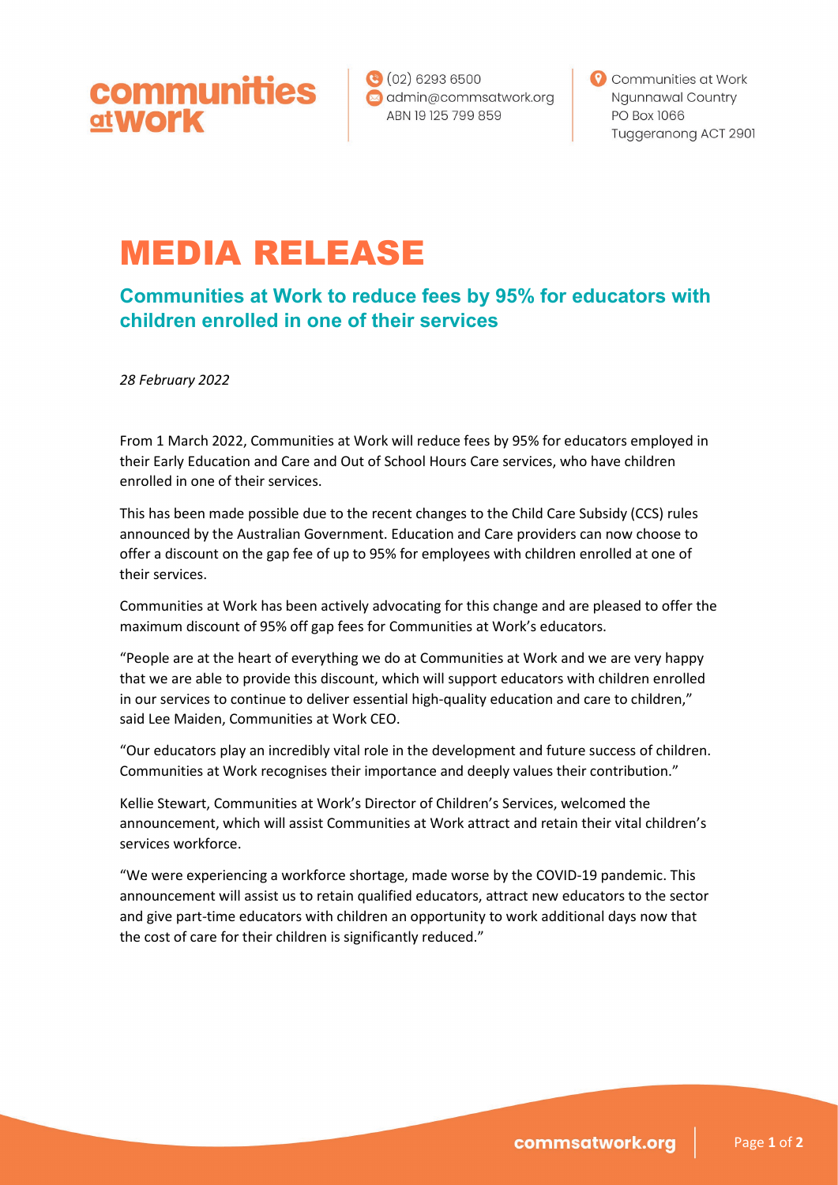communities at work

(02) 6293 6500
admin@commsatwork.org
ABN 19 125 799 859

Communities at Work
Ngunnawal Country
PO Box 1066
Tuggeranong ACT 2901

# MEDIA RELEASE

## Communities at Work to reduce fees by 95% for educators with children enrolled in one of their services

*28 February 2022*

From 1 March 2022, Communities at Work will reduce fees by 95% for educators employed in their Early Education and Care and Out of School Hours Care services, who have children enrolled in one of their services.

This has been made possible due to the recent changes to the Child Care Subsidy (CCS) rules announced by the Australian Government. Education and Care providers can now choose to offer a discount on the gap fee of up to 95% for employees with children enrolled at one of their services.

Communities at Work has been actively advocating for this change and are pleased to offer the maximum discount of 95% off gap fees for Communities at Work's educators.

"People are at the heart of everything we do at Communities at Work and we are very happy that we are able to provide this discount, which will support educators with children enrolled in our services to continue to deliver essential high-quality education and care to children," said Lee Maiden, Communities at Work CEO.

"Our educators play an incredibly vital role in the development and future success of children. Communities at Work recognises their importance and deeply values their contribution."

Kellie Stewart, Communities at Work's Director of Children's Services, welcomed the announcement, which will assist Communities at Work attract and retain their vital children's services workforce.

"We were experiencing a workforce shortage, made worse by the COVID-19 pandemic. This announcement will assist us to retain qualified educators, attract new educators to the sector and give part-time educators with children an opportunity to work additional days now that the cost of care for their children is significantly reduced."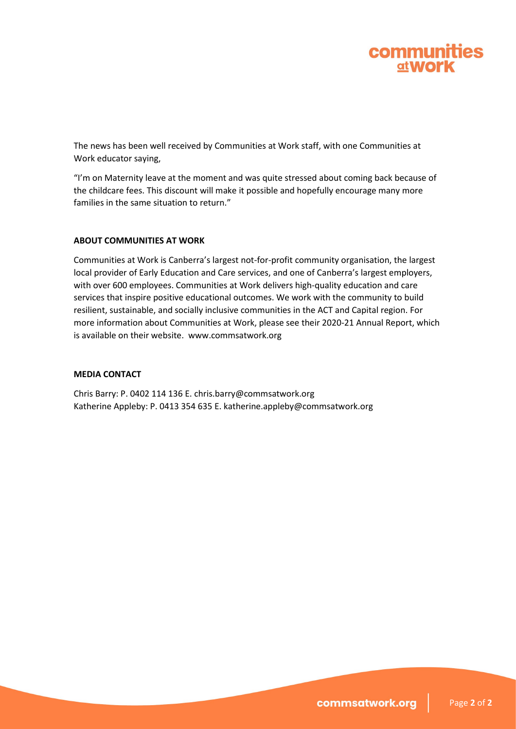The news has been well received by Communities at Work staff, with one Communities at Work educator saying,

"I'm on Maternity leave at the moment and was quite stressed about coming back because of the childcare fees. This discount will make it possible and hopefully encourage many more families in the same situation to return."

**ABOUT COMMUNITIES AT WORK**

Communities at Work is Canberra's largest not-for-profit community organisation, the largest local provider of Early Education and Care services, and one of Canberra's largest employers, with over 600 employees. Communities at Work delivers high-quality education and care services that inspire positive educational outcomes. We work with the community to build resilient, sustainable, and socially inclusive communities in the ACT and Capital region. For more information about Communities at Work, please see their 2020-21 Annual Report, which is available on their website. www.commsatwork.org

**MEDIA CONTACT**

Chris Barry: P. 0402 114 136 E. chris.barry@commsatwork.org
Katherine Appleby: P. 0413 354 635 E. katherine.appleby@commsatwork.org